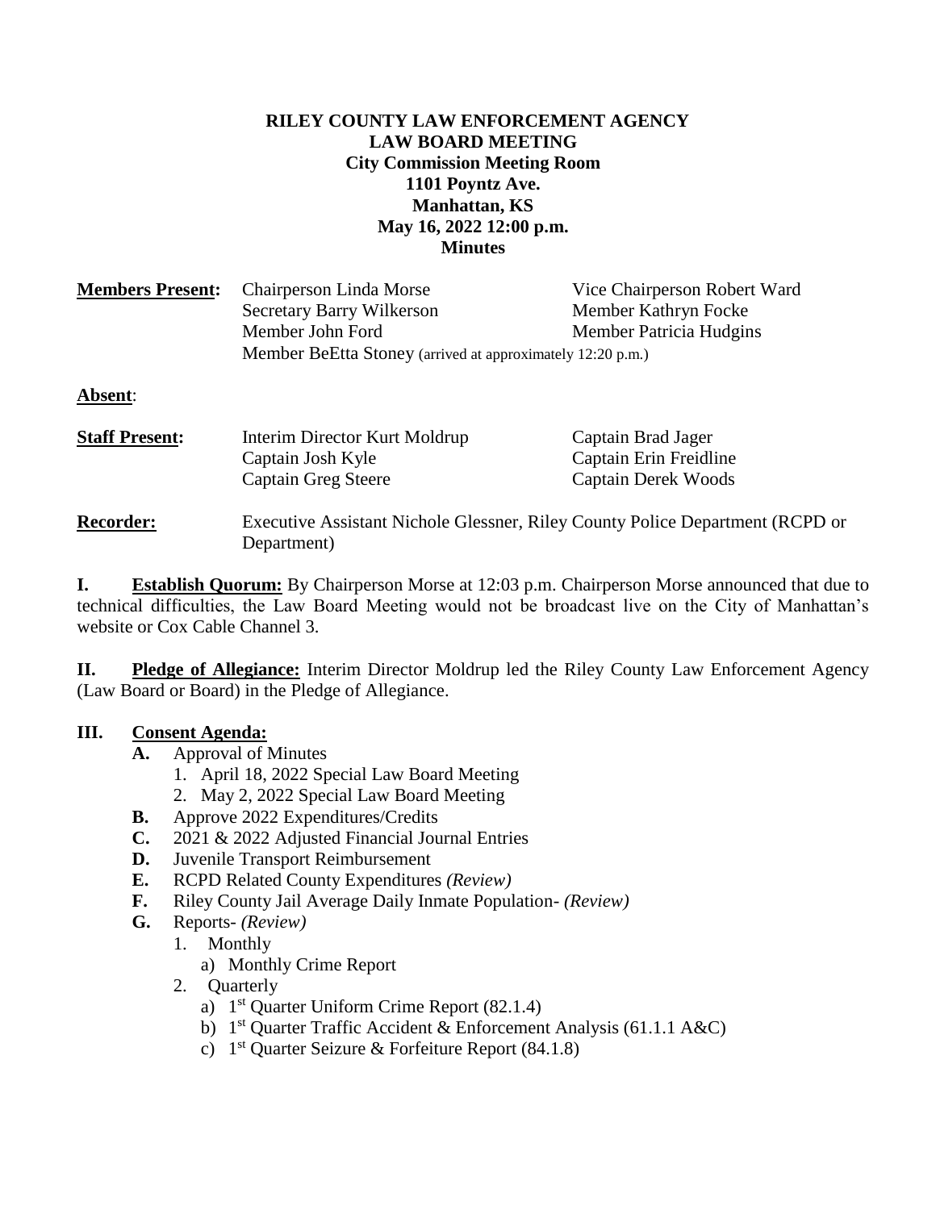**RILEY COUNTY LAW ENFORCEMENT AGENCY**
**LAW BOARD MEETING**
**City Commission Meeting Room**
**1101 Poyntz Ave.**
**Manhattan, KS**
**May 16, 2022 12:00 p.m.**
**Minutes**

**Members Present:** Chairperson Linda Morse, Vice Chairperson Robert Ward, Secretary Barry Wilkerson, Member Kathryn Focke, Member John Ford, Member Patricia Hudgins, Member BeEtta Stoney (arrived at approximately 12:20 p.m.)

**Absent**:

**Staff Present:** Interim Director Kurt Moldrup, Captain Brad Jager, Captain Josh Kyle, Captain Erin Freidline, Captain Greg Steere, Captain Derek Woods

**Recorder:** Executive Assistant Nichole Glessner, Riley County Police Department (RCPD or Department)

**I. Establish Quorum:** By Chairperson Morse at 12:03 p.m. Chairperson Morse announced that due to technical difficulties, the Law Board Meeting would not be broadcast live on the City of Manhattan's website or Cox Cable Channel 3.

**II. Pledge of Allegiance:** Interim Director Moldrup led the Riley County Law Enforcement Agency (Law Board or Board) in the Pledge of Allegiance.

**III. Consent Agenda:**

- **A.** Approval of Minutes
  1. April 18, 2022 Special Law Board Meeting
  2. May 2, 2022 Special Law Board Meeting
- **B.** Approve 2022 Expenditures/Credits
- **C.** 2021 & 2022 Adjusted Financial Journal Entries
- **D.** Juvenile Transport Reimbursement
- **E.** RCPD Related County Expenditures *(Review)*
- **F.** Riley County Jail Average Daily Inmate Population- *(Review)*
- **G.** Reports- *(Review)*
  1. Monthly
     a) Monthly Crime Report
  2. Quarterly
     a) 1st Quarter Uniform Crime Report (82.1.4)
     b) 1st Quarter Traffic Accident & Enforcement Analysis (61.1.1 A&C)
     c) 1st Quarter Seizure & Forfeiture Report (84.1.8)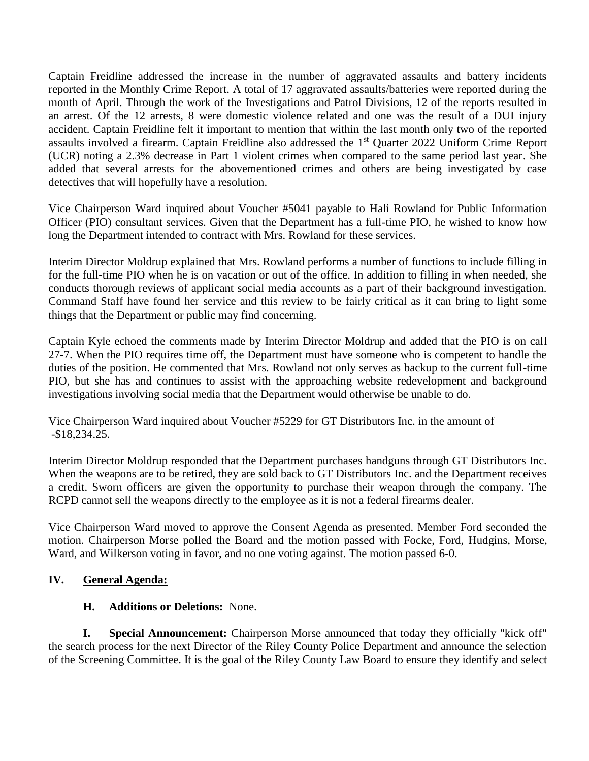Captain Freidline addressed the increase in the number of aggravated assaults and battery incidents reported in the Monthly Crime Report. A total of 17 aggravated assaults/batteries were reported during the month of April. Through the work of the Investigations and Patrol Divisions, 12 of the reports resulted in an arrest. Of the 12 arrests, 8 were domestic violence related and one was the result of a DUI injury accident. Captain Freidline felt it important to mention that within the last month only two of the reported assaults involved a firearm. Captain Freidline also addressed the 1st Quarter 2022 Uniform Crime Report (UCR) noting a 2.3% decrease in Part 1 violent crimes when compared to the same period last year. She added that several arrests for the abovementioned crimes and others are being investigated by case detectives that will hopefully have a resolution.

Vice Chairperson Ward inquired about Voucher #5041 payable to Hali Rowland for Public Information Officer (PIO) consultant services. Given that the Department has a full-time PIO, he wished to know how long the Department intended to contract with Mrs. Rowland for these services.

Interim Director Moldrup explained that Mrs. Rowland performs a number of functions to include filling in for the full-time PIO when he is on vacation or out of the office. In addition to filling in when needed, she conducts thorough reviews of applicant social media accounts as a part of their background investigation. Command Staff have found her service and this review to be fairly critical as it can bring to light some things that the Department or public may find concerning.

Captain Kyle echoed the comments made by Interim Director Moldrup and added that the PIO is on call 27-7. When the PIO requires time off, the Department must have someone who is competent to handle the duties of the position. He commented that Mrs. Rowland not only serves as backup to the current full-time PIO, but she has and continues to assist with the approaching website redevelopment and background investigations involving social media that the Department would otherwise be unable to do.

Vice Chairperson Ward inquired about Voucher #5229 for GT Distributors Inc. in the amount of -$18,234.25.

Interim Director Moldrup responded that the Department purchases handguns through GT Distributors Inc. When the weapons are to be retired, they are sold back to GT Distributors Inc. and the Department receives a credit. Sworn officers are given the opportunity to purchase their weapon through the company. The RCPD cannot sell the weapons directly to the employee as it is not a federal firearms dealer.

Vice Chairperson Ward moved to approve the Consent Agenda as presented. Member Ford seconded the motion. Chairperson Morse polled the Board and the motion passed with Focke, Ford, Hudgins, Morse, Ward, and Wilkerson voting in favor, and no one voting against. The motion passed 6-0.

## IV. General Agenda:

**H. Additions or Deletions:** None.

**I. Special Announcement:** Chairperson Morse announced that today they officially "kick off" the search process for the next Director of the Riley County Police Department and announce the selection of the Screening Committee. It is the goal of the Riley County Law Board to ensure they identify and select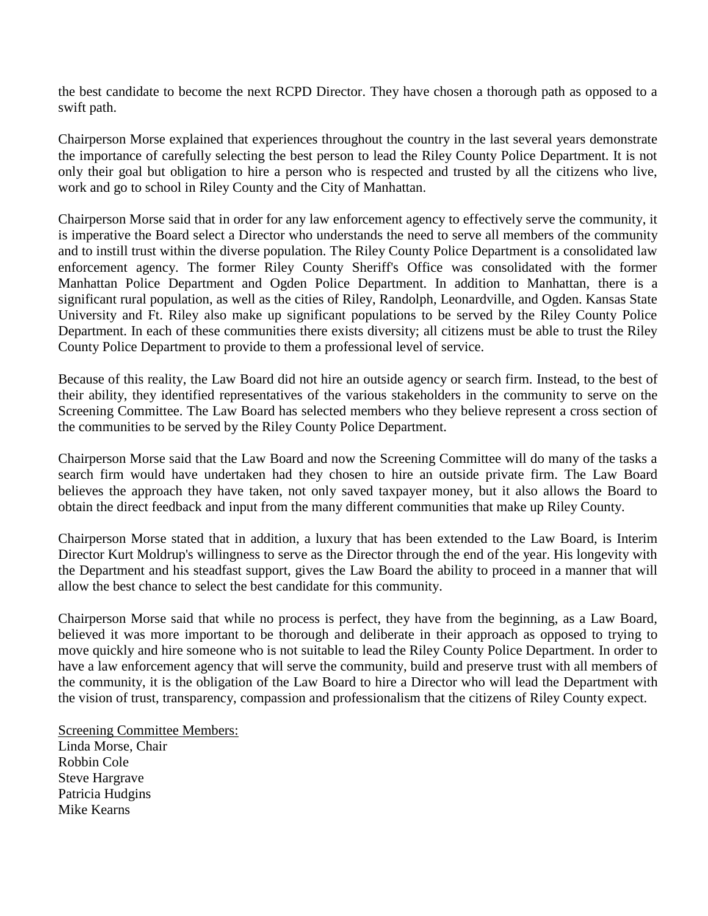the best candidate to become the next RCPD Director. They have chosen a thorough path as opposed to a swift path.

Chairperson Morse explained that experiences throughout the country in the last several years demonstrate the importance of carefully selecting the best person to lead the Riley County Police Department. It is not only their goal but obligation to hire a person who is respected and trusted by all the citizens who live, work and go to school in Riley County and the City of Manhattan.

Chairperson Morse said that in order for any law enforcement agency to effectively serve the community, it is imperative the Board select a Director who understands the need to serve all members of the community and to instill trust within the diverse population. The Riley County Police Department is a consolidated law enforcement agency. The former Riley County Sheriff's Office was consolidated with the former Manhattan Police Department and Ogden Police Department. In addition to Manhattan, there is a significant rural population, as well as the cities of Riley, Randolph, Leonardville, and Ogden. Kansas State University and Ft. Riley also make up significant populations to be served by the Riley County Police Department. In each of these communities there exists diversity; all citizens must be able to trust the Riley County Police Department to provide to them a professional level of service.

Because of this reality, the Law Board did not hire an outside agency or search firm. Instead, to the best of their ability, they identified representatives of the various stakeholders in the community to serve on the Screening Committee. The Law Board has selected members who they believe represent a cross section of the communities to be served by the Riley County Police Department.

Chairperson Morse said that the Law Board and now the Screening Committee will do many of the tasks a search firm would have undertaken had they chosen to hire an outside private firm. The Law Board believes the approach they have taken, not only saved taxpayer money, but it also allows the Board to obtain the direct feedback and input from the many different communities that make up Riley County.

Chairperson Morse stated that in addition, a luxury that has been extended to the Law Board, is Interim Director Kurt Moldrup's willingness to serve as the Director through the end of the year. His longevity with the Department and his steadfast support, gives the Law Board the ability to proceed in a manner that will allow the best chance to select the best candidate for this community.

Chairperson Morse said that while no process is perfect, they have from the beginning, as a Law Board, believed it was more important to be thorough and deliberate in their approach as opposed to trying to move quickly and hire someone who is not suitable to lead the Riley County Police Department. In order to have a law enforcement agency that will serve the community, build and preserve trust with all members of the community, it is the obligation of the Law Board to hire a Director who will lead the Department with the vision of trust, transparency, compassion and professionalism that the citizens of Riley County expect.

Screening Committee Members:
Linda Morse, Chair
Robbin Cole
Steve Hargrave
Patricia Hudgins
Mike Kearns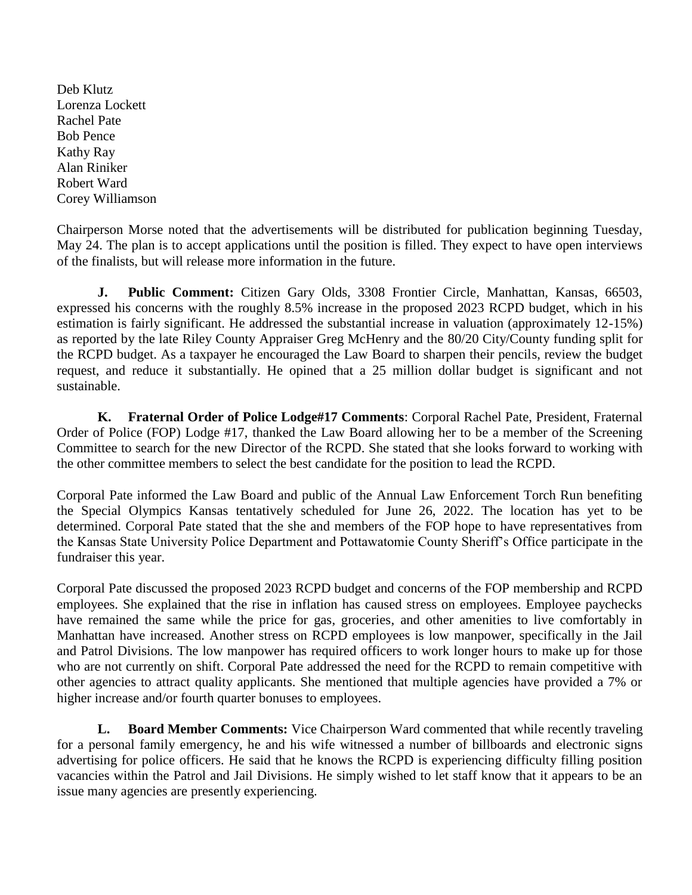Deb Klutz
Lorenza Lockett
Rachel Pate
Bob Pence
Kathy Ray
Alan Riniker
Robert Ward
Corey Williamson

Chairperson Morse noted that the advertisements will be distributed for publication beginning Tuesday, May 24. The plan is to accept applications until the position is filled. They expect to have open interviews of the finalists, but will release more information in the future.

**J. Public Comment:** Citizen Gary Olds, 3308 Frontier Circle, Manhattan, Kansas, 66503, expressed his concerns with the roughly 8.5% increase in the proposed 2023 RCPD budget, which in his estimation is fairly significant. He addressed the substantial increase in valuation (approximately 12-15%) as reported by the late Riley County Appraiser Greg McHenry and the 80/20 City/County funding split for the RCPD budget. As a taxpayer he encouraged the Law Board to sharpen their pencils, review the budget request, and reduce it substantially. He opined that a 25 million dollar budget is significant and not sustainable.

**K. Fraternal Order of Police Lodge#17 Comments**: Corporal Rachel Pate, President, Fraternal Order of Police (FOP) Lodge #17, thanked the Law Board allowing her to be a member of the Screening Committee to search for the new Director of the RCPD. She stated that she looks forward to working with the other committee members to select the best candidate for the position to lead the RCPD.

Corporal Pate informed the Law Board and public of the Annual Law Enforcement Torch Run benefiting the Special Olympics Kansas tentatively scheduled for June 26, 2022. The location has yet to be determined. Corporal Pate stated that the she and members of the FOP hope to have representatives from the Kansas State University Police Department and Pottawatomie County Sheriff's Office participate in the fundraiser this year.

Corporal Pate discussed the proposed 2023 RCPD budget and concerns of the FOP membership and RCPD employees. She explained that the rise in inflation has caused stress on employees. Employee paychecks have remained the same while the price for gas, groceries, and other amenities to live comfortably in Manhattan have increased. Another stress on RCPD employees is low manpower, specifically in the Jail and Patrol Divisions. The low manpower has required officers to work longer hours to make up for those who are not currently on shift. Corporal Pate addressed the need for the RCPD to remain competitive with other agencies to attract quality applicants. She mentioned that multiple agencies have provided a 7% or higher increase and/or fourth quarter bonuses to employees.

**L. Board Member Comments:** Vice Chairperson Ward commented that while recently traveling for a personal family emergency, he and his wife witnessed a number of billboards and electronic signs advertising for police officers. He said that he knows the RCPD is experiencing difficulty filling position vacancies within the Patrol and Jail Divisions. He simply wished to let staff know that it appears to be an issue many agencies are presently experiencing.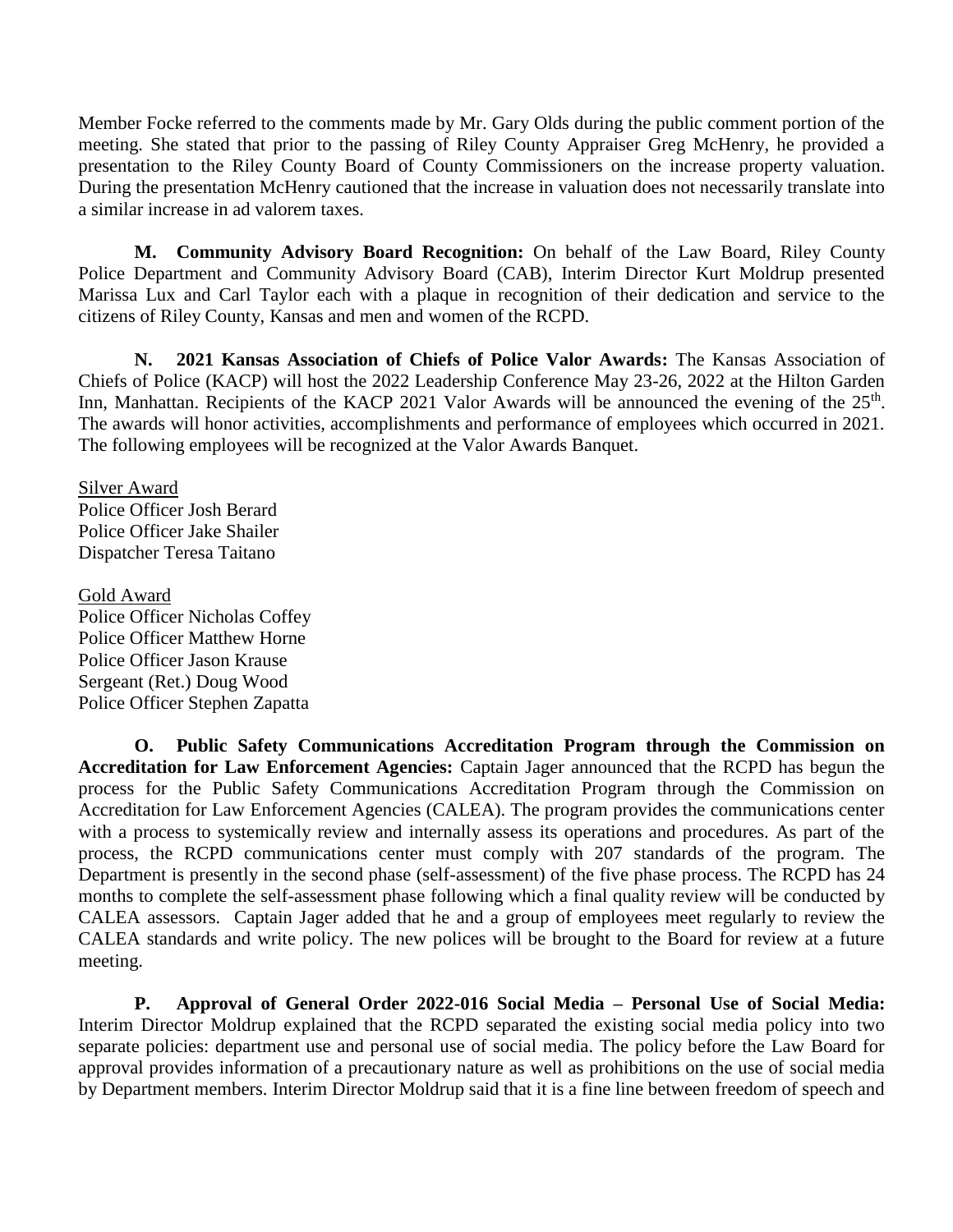Member Focke referred to the comments made by Mr. Gary Olds during the public comment portion of the meeting. She stated that prior to the passing of Riley County Appraiser Greg McHenry, he provided a presentation to the Riley County Board of County Commissioners on the increase property valuation. During the presentation McHenry cautioned that the increase in valuation does not necessarily translate into a similar increase in ad valorem taxes.

**M. Community Advisory Board Recognition:** On behalf of the Law Board, Riley County Police Department and Community Advisory Board (CAB), Interim Director Kurt Moldrup presented Marissa Lux and Carl Taylor each with a plaque in recognition of their dedication and service to the citizens of Riley County, Kansas and men and women of the RCPD.

**N. 2021 Kansas Association of Chiefs of Police Valor Awards:** The Kansas Association of Chiefs of Police (KACP) will host the 2022 Leadership Conference May 23-26, 2022 at the Hilton Garden Inn, Manhattan. Recipients of the KACP 2021 Valor Awards will be announced the evening of the 25th. The awards will honor activities, accomplishments and performance of employees which occurred in 2021. The following employees will be recognized at the Valor Awards Banquet.

Silver Award
Police Officer Josh Berard
Police Officer Jake Shailer
Dispatcher Teresa Taitano

Gold Award
Police Officer Nicholas Coffey
Police Officer Matthew Horne
Police Officer Jason Krause
Sergeant (Ret.) Doug Wood
Police Officer Stephen Zapatta

**O. Public Safety Communications Accreditation Program through the Commission on Accreditation for Law Enforcement Agencies:** Captain Jager announced that the RCPD has begun the process for the Public Safety Communications Accreditation Program through the Commission on Accreditation for Law Enforcement Agencies (CALEA). The program provides the communications center with a process to systemically review and internally assess its operations and procedures. As part of the process, the RCPD communications center must comply with 207 standards of the program. The Department is presently in the second phase (self-assessment) of the five phase process. The RCPD has 24 months to complete the self-assessment phase following which a final quality review will be conducted by CALEA assessors. Captain Jager added that he and a group of employees meet regularly to review the CALEA standards and write policy. The new polices will be brought to the Board for review at a future meeting.

**P. Approval of General Order 2022-016 Social Media – Personal Use of Social Media:** Interim Director Moldrup explained that the RCPD separated the existing social media policy into two separate policies: department use and personal use of social media. The policy before the Law Board for approval provides information of a precautionary nature as well as prohibitions on the use of social media by Department members. Interim Director Moldrup said that it is a fine line between freedom of speech and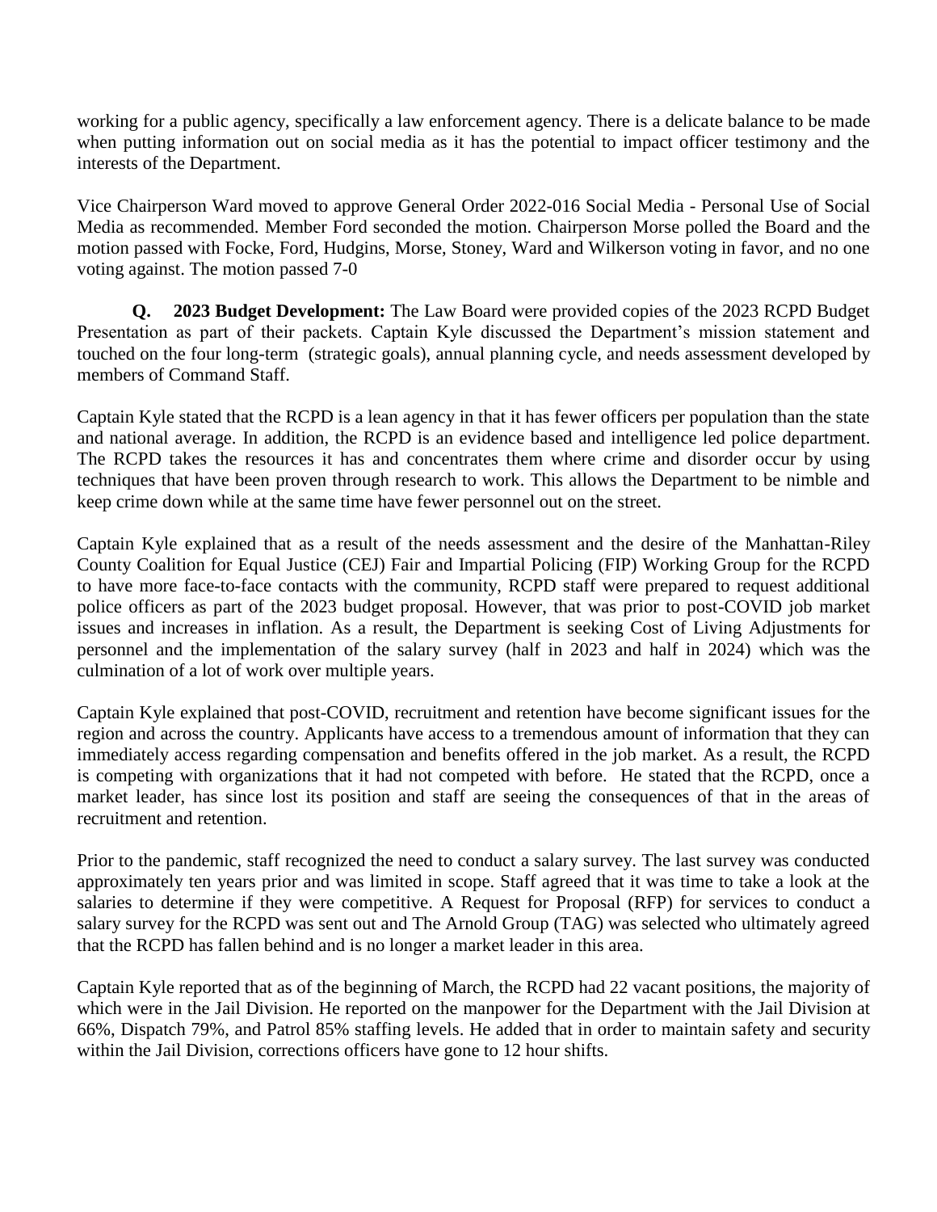working for a public agency, specifically a law enforcement agency. There is a delicate balance to be made when putting information out on social media as it has the potential to impact officer testimony and the interests of the Department.

Vice Chairperson Ward moved to approve General Order 2022-016 Social Media - Personal Use of Social Media as recommended. Member Ford seconded the motion. Chairperson Morse polled the Board and the motion passed with Focke, Ford, Hudgins, Morse, Stoney, Ward and Wilkerson voting in favor, and no one voting against. The motion passed 7-0

**Q. 2023 Budget Development:** The Law Board were provided copies of the 2023 RCPD Budget Presentation as part of their packets. Captain Kyle discussed the Department's mission statement and touched on the four long-term (strategic goals), annual planning cycle, and needs assessment developed by members of Command Staff.

Captain Kyle stated that the RCPD is a lean agency in that it has fewer officers per population than the state and national average. In addition, the RCPD is an evidence based and intelligence led police department. The RCPD takes the resources it has and concentrates them where crime and disorder occur by using techniques that have been proven through research to work. This allows the Department to be nimble and keep crime down while at the same time have fewer personnel out on the street.

Captain Kyle explained that as a result of the needs assessment and the desire of the Manhattan-Riley County Coalition for Equal Justice (CEJ) Fair and Impartial Policing (FIP) Working Group for the RCPD to have more face-to-face contacts with the community, RCPD staff were prepared to request additional police officers as part of the 2023 budget proposal. However, that was prior to post-COVID job market issues and increases in inflation. As a result, the Department is seeking Cost of Living Adjustments for personnel and the implementation of the salary survey (half in 2023 and half in 2024) which was the culmination of a lot of work over multiple years.

Captain Kyle explained that post-COVID, recruitment and retention have become significant issues for the region and across the country. Applicants have access to a tremendous amount of information that they can immediately access regarding compensation and benefits offered in the job market. As a result, the RCPD is competing with organizations that it had not competed with before. He stated that the RCPD, once a market leader, has since lost its position and staff are seeing the consequences of that in the areas of recruitment and retention.

Prior to the pandemic, staff recognized the need to conduct a salary survey. The last survey was conducted approximately ten years prior and was limited in scope. Staff agreed that it was time to take a look at the salaries to determine if they were competitive. A Request for Proposal (RFP) for services to conduct a salary survey for the RCPD was sent out and The Arnold Group (TAG) was selected who ultimately agreed that the RCPD has fallen behind and is no longer a market leader in this area.

Captain Kyle reported that as of the beginning of March, the RCPD had 22 vacant positions, the majority of which were in the Jail Division. He reported on the manpower for the Department with the Jail Division at 66%, Dispatch 79%, and Patrol 85% staffing levels. He added that in order to maintain safety and security within the Jail Division, corrections officers have gone to 12 hour shifts.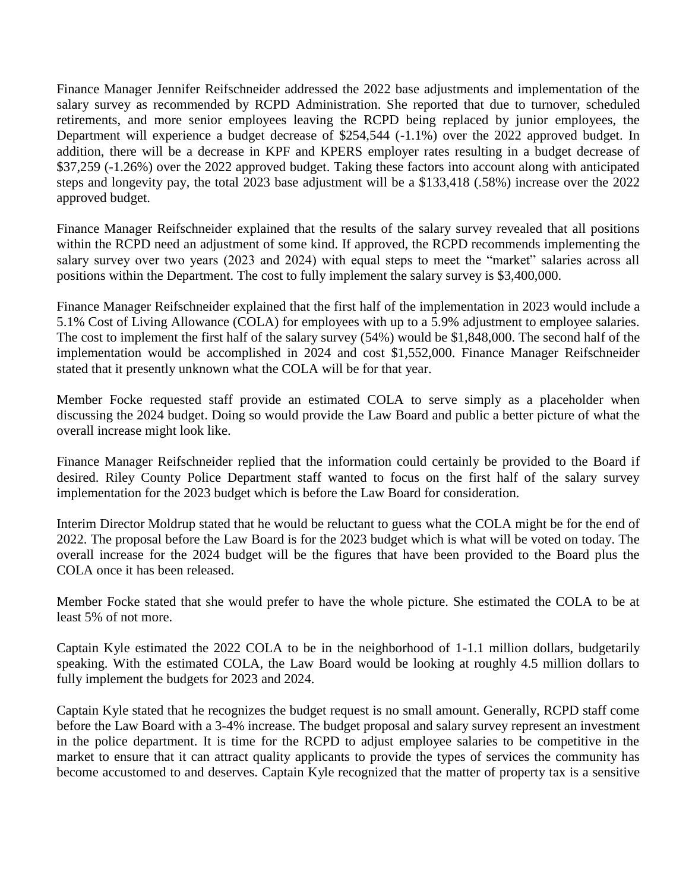Finance Manager Jennifer Reifschneider addressed the 2022 base adjustments and implementation of the salary survey as recommended by RCPD Administration. She reported that due to turnover, scheduled retirements, and more senior employees leaving the RCPD being replaced by junior employees, the Department will experience a budget decrease of $254,544 (-1.1%) over the 2022 approved budget. In addition, there will be a decrease in KPF and KPERS employer rates resulting in a budget decrease of $37,259 (-1.26%) over the 2022 approved budget. Taking these factors into account along with anticipated steps and longevity pay, the total 2023 base adjustment will be a $133,418 (.58%) increase over the 2022 approved budget.

Finance Manager Reifschneider explained that the results of the salary survey revealed that all positions within the RCPD need an adjustment of some kind. If approved, the RCPD recommends implementing the salary survey over two years (2023 and 2024) with equal steps to meet the "market" salaries across all positions within the Department. The cost to fully implement the salary survey is $3,400,000.

Finance Manager Reifschneider explained that the first half of the implementation in 2023 would include a 5.1% Cost of Living Allowance (COLA) for employees with up to a 5.9% adjustment to employee salaries. The cost to implement the first half of the salary survey (54%) would be $1,848,000. The second half of the implementation would be accomplished in 2024 and cost $1,552,000. Finance Manager Reifschneider stated that it presently unknown what the COLA will be for that year.

Member Focke requested staff provide an estimated COLA to serve simply as a placeholder when discussing the 2024 budget. Doing so would provide the Law Board and public a better picture of what the overall increase might look like.

Finance Manager Reifschneider replied that the information could certainly be provided to the Board if desired. Riley County Police Department staff wanted to focus on the first half of the salary survey implementation for the 2023 budget which is before the Law Board for consideration.

Interim Director Moldrup stated that he would be reluctant to guess what the COLA might be for the end of 2022. The proposal before the Law Board is for the 2023 budget which is what will be voted on today. The overall increase for the 2024 budget will be the figures that have been provided to the Board plus the COLA once it has been released.

Member Focke stated that she would prefer to have the whole picture. She estimated the COLA to be at least 5% of not more.

Captain Kyle estimated the 2022 COLA to be in the neighborhood of 1-1.1 million dollars, budgetarily speaking. With the estimated COLA, the Law Board would be looking at roughly 4.5 million dollars to fully implement the budgets for 2023 and 2024.

Captain Kyle stated that he recognizes the budget request is no small amount. Generally, RCPD staff come before the Law Board with a 3-4% increase. The budget proposal and salary survey represent an investment in the police department. It is time for the RCPD to adjust employee salaries to be competitive in the market to ensure that it can attract quality applicants to provide the types of services the community has become accustomed to and deserves. Captain Kyle recognized that the matter of property tax is a sensitive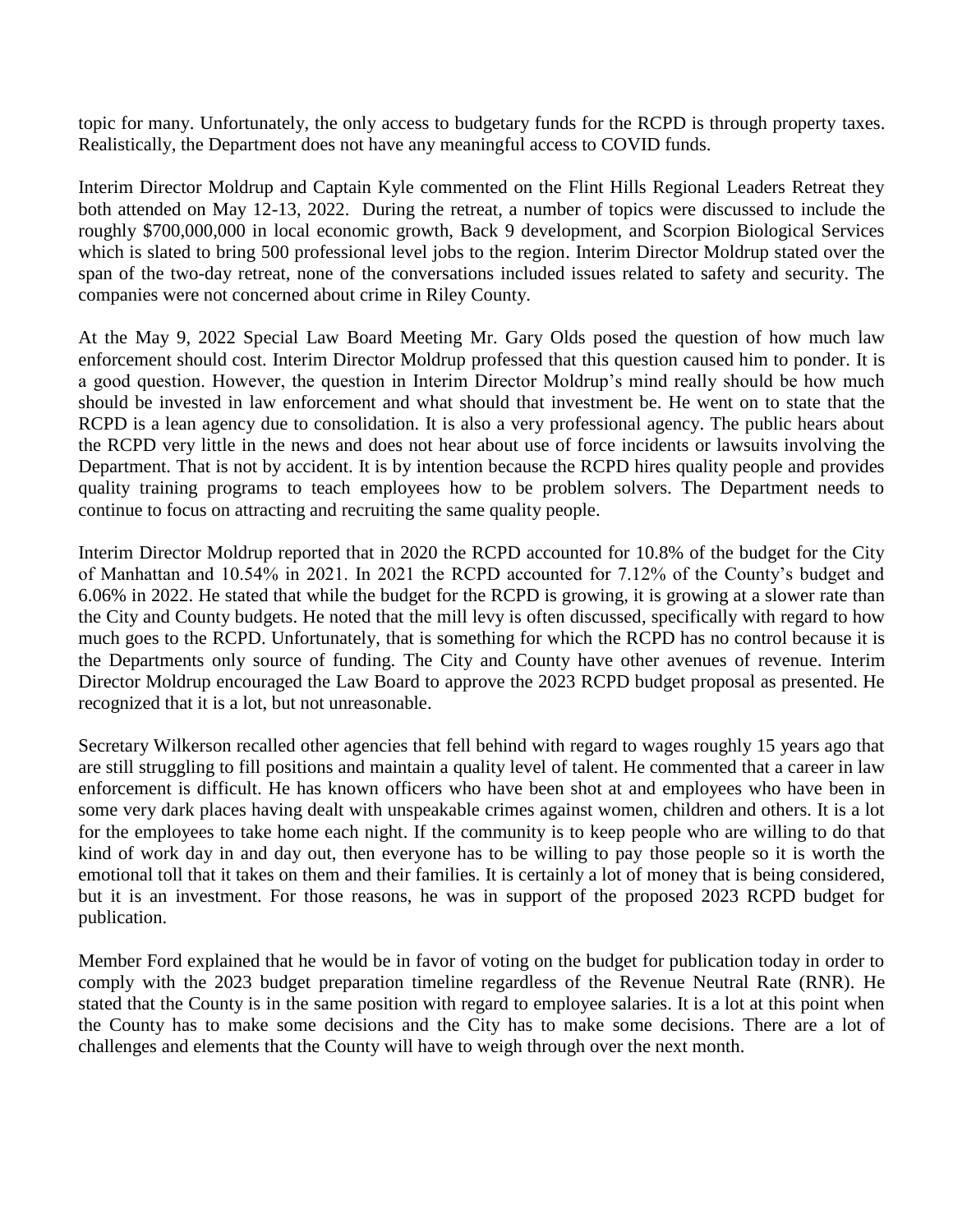topic for many. Unfortunately, the only access to budgetary funds for the RCPD is through property taxes. Realistically, the Department does not have any meaningful access to COVID funds.

Interim Director Moldrup and Captain Kyle commented on the Flint Hills Regional Leaders Retreat they both attended on May 12-13, 2022. During the retreat, a number of topics were discussed to include the roughly $700,000,000 in local economic growth, Back 9 development, and Scorpion Biological Services which is slated to bring 500 professional level jobs to the region. Interim Director Moldrup stated over the span of the two-day retreat, none of the conversations included issues related to safety and security. The companies were not concerned about crime in Riley County.

At the May 9, 2022 Special Law Board Meeting Mr. Gary Olds posed the question of how much law enforcement should cost. Interim Director Moldrup professed that this question caused him to ponder. It is a good question. However, the question in Interim Director Moldrup's mind really should be how much should be invested in law enforcement and what should that investment be. He went on to state that the RCPD is a lean agency due to consolidation. It is also a very professional agency. The public hears about the RCPD very little in the news and does not hear about use of force incidents or lawsuits involving the Department. That is not by accident. It is by intention because the RCPD hires quality people and provides quality training programs to teach employees how to be problem solvers. The Department needs to continue to focus on attracting and recruiting the same quality people.

Interim Director Moldrup reported that in 2020 the RCPD accounted for 10.8% of the budget for the City of Manhattan and 10.54% in 2021. In 2021 the RCPD accounted for 7.12% of the County's budget and 6.06% in 2022. He stated that while the budget for the RCPD is growing, it is growing at a slower rate than the City and County budgets. He noted that the mill levy is often discussed, specifically with regard to how much goes to the RCPD. Unfortunately, that is something for which the RCPD has no control because it is the Departments only source of funding. The City and County have other avenues of revenue. Interim Director Moldrup encouraged the Law Board to approve the 2023 RCPD budget proposal as presented. He recognized that it is a lot, but not unreasonable.

Secretary Wilkerson recalled other agencies that fell behind with regard to wages roughly 15 years ago that are still struggling to fill positions and maintain a quality level of talent. He commented that a career in law enforcement is difficult. He has known officers who have been shot at and employees who have been in some very dark places having dealt with unspeakable crimes against women, children and others. It is a lot for the employees to take home each night. If the community is to keep people who are willing to do that kind of work day in and day out, then everyone has to be willing to pay those people so it is worth the emotional toll that it takes on them and their families. It is certainly a lot of money that is being considered, but it is an investment. For those reasons, he was in support of the proposed 2023 RCPD budget for publication.

Member Ford explained that he would be in favor of voting on the budget for publication today in order to comply with the 2023 budget preparation timeline regardless of the Revenue Neutral Rate (RNR). He stated that the County is in the same position with regard to employee salaries. It is a lot at this point when the County has to make some decisions and the City has to make some decisions. There are a lot of challenges and elements that the County will have to weigh through over the next month.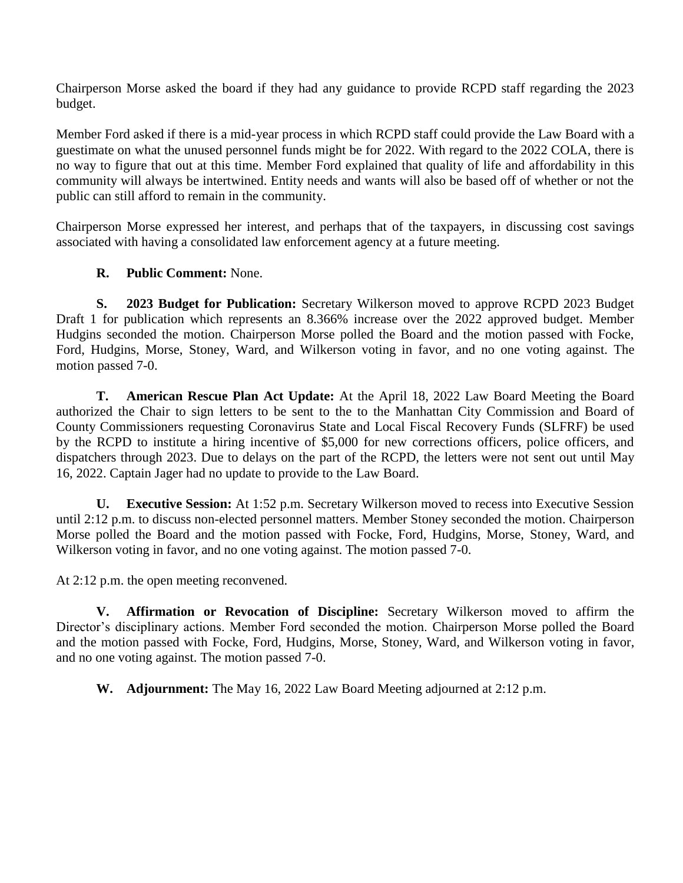Chairperson Morse asked the board if they had any guidance to provide RCPD staff regarding the 2023 budget.

Member Ford asked if there is a mid-year process in which RCPD staff could provide the Law Board with a guestimate on what the unused personnel funds might be for 2022. With regard to the 2022 COLA, there is no way to figure that out at this time. Member Ford explained that quality of life and affordability in this community will always be intertwined. Entity needs and wants will also be based off of whether or not the public can still afford to remain in the community.

Chairperson Morse expressed her interest, and perhaps that of the taxpayers, in discussing cost savings associated with having a consolidated law enforcement agency at a future meeting.

**R. Public Comment:** None.

**S. 2023 Budget for Publication:** Secretary Wilkerson moved to approve RCPD 2023 Budget Draft 1 for publication which represents an 8.366% increase over the 2022 approved budget. Member Hudgins seconded the motion. Chairperson Morse polled the Board and the motion passed with Focke, Ford, Hudgins, Morse, Stoney, Ward, and Wilkerson voting in favor, and no one voting against. The motion passed 7-0.

**T. American Rescue Plan Act Update:** At the April 18, 2022 Law Board Meeting the Board authorized the Chair to sign letters to be sent to the to the Manhattan City Commission and Board of County Commissioners requesting Coronavirus State and Local Fiscal Recovery Funds (SLFRF) be used by the RCPD to institute a hiring incentive of $5,000 for new corrections officers, police officers, and dispatchers through 2023. Due to delays on the part of the RCPD, the letters were not sent out until May 16, 2022. Captain Jager had no update to provide to the Law Board.

**U. Executive Session:** At 1:52 p.m. Secretary Wilkerson moved to recess into Executive Session until 2:12 p.m. to discuss non-elected personnel matters. Member Stoney seconded the motion. Chairperson Morse polled the Board and the motion passed with Focke, Ford, Hudgins, Morse, Stoney, Ward, and Wilkerson voting in favor, and no one voting against. The motion passed 7-0.

At 2:12 p.m. the open meeting reconvened.

**V. Affirmation or Revocation of Discipline:** Secretary Wilkerson moved to affirm the Director's disciplinary actions. Member Ford seconded the motion. Chairperson Morse polled the Board and the motion passed with Focke, Ford, Hudgins, Morse, Stoney, Ward, and Wilkerson voting in favor, and no one voting against. The motion passed 7-0.

**W. Adjournment:** The May 16, 2022 Law Board Meeting adjourned at 2:12 p.m.